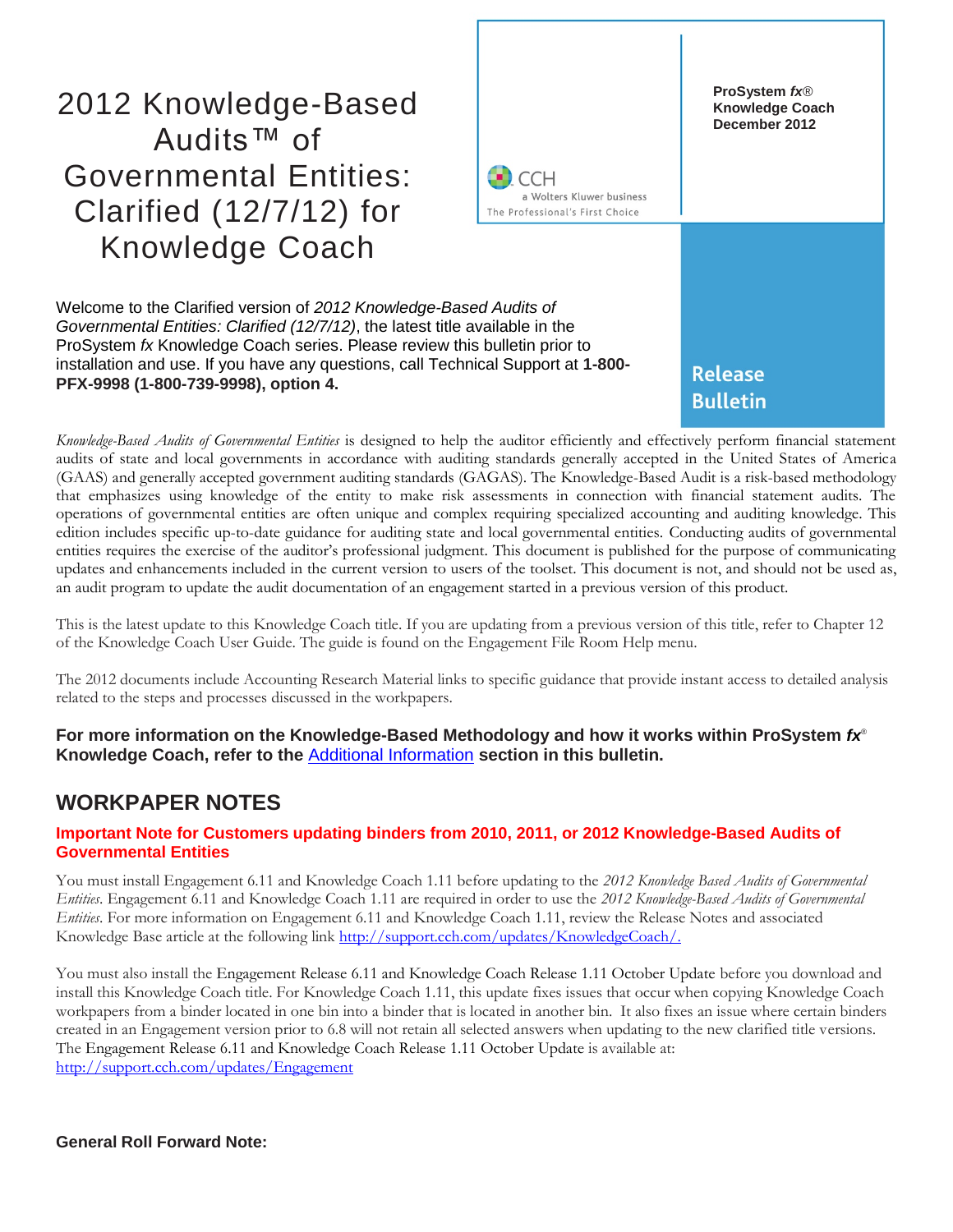# 2012 Knowledge-Based Audits™ of Governmental Entities: Clarified (12/7/12) for Knowledge Coach

CCH
a Wolters Kluwer business
The Professional's First Choice

**ProSystem *fx*® Knowledge Coach December 2012**

**Release Bulletin**

Welcome to the Clarified version of *2012 Knowledge-Based Audits of Governmental Entities: Clarified (12/7/12)*, the latest title available in the ProSystem *fx* Knowledge Coach series. Please review this bulletin prior to installation and use. If you have any questions, call Technical Support at **1-800-PFX-9998 (1-800-739-9998), option 4.**

*Knowledge-Based Audits of Governmental Entities* is designed to help the auditor efficiently and effectively perform financial statement audits of state and local governments in accordance with auditing standards generally accepted in the United States of America (GAAS) and generally accepted government auditing standards (GAGAS). The Knowledge-Based Audit is a risk-based methodology that emphasizes using knowledge of the entity to make risk assessments in connection with financial statement audits. The operations of governmental entities are often unique and complex requiring specialized accounting and auditing knowledge. This edition includes specific up-to-date guidance for auditing state and local governmental entities. Conducting audits of governmental entities requires the exercise of the auditor's professional judgment. This document is published for the purpose of communicating updates and enhancements included in the current version to users of the toolset. This document is not, and should not be used as, an audit program to update the audit documentation of an engagement started in a previous version of this product.

This is the latest update to this Knowledge Coach title. If you are updating from a previous version of this title, refer to Chapter 12 of the Knowledge Coach User Guide. The guide is found on the Engagement File Room Help menu.

The 2012 documents include Accounting Research Material links to specific guidance that provide instant access to detailed analysis related to the steps and processes discussed in the workpapers.

**For more information on the Knowledge-Based Methodology and how it works within ProSystem *fx*® Knowledge Coach, refer to the Additional Information section in this bulletin.**

## WORKPAPER NOTES

### Important Note for Customers updating binders from 2010, 2011, or 2012 Knowledge-Based Audits of Governmental Entities

You must install Engagement 6.11 and Knowledge Coach 1.11 before updating to the *2012 Knowledge Based Audits of Governmental Entities*. Engagement 6.11 and Knowledge Coach 1.11 are required in order to use the *2012 Knowledge-Based Audits of Governmental Entities*. For more information on Engagement 6.11 and Knowledge Coach 1.11, review the Release Notes and associated Knowledge Base article at the following link http://support.cch.com/updates/KnowledgeCoach/.

You must also install the Engagement Release 6.11 and Knowledge Coach Release 1.11 October Update before you download and install this Knowledge Coach title. For Knowledge Coach 1.11, this update fixes issues that occur when copying Knowledge Coach workpapers from a binder located in one bin into a binder that is located in another bin. It also fixes an issue where certain binders created in an Engagement version prior to 6.8 will not retain all selected answers when updating to the new clarified title versions. The Engagement Release 6.11 and Knowledge Coach Release 1.11 October Update is available at: http://support.cch.com/updates/Engagement

**General Roll Forward Note:**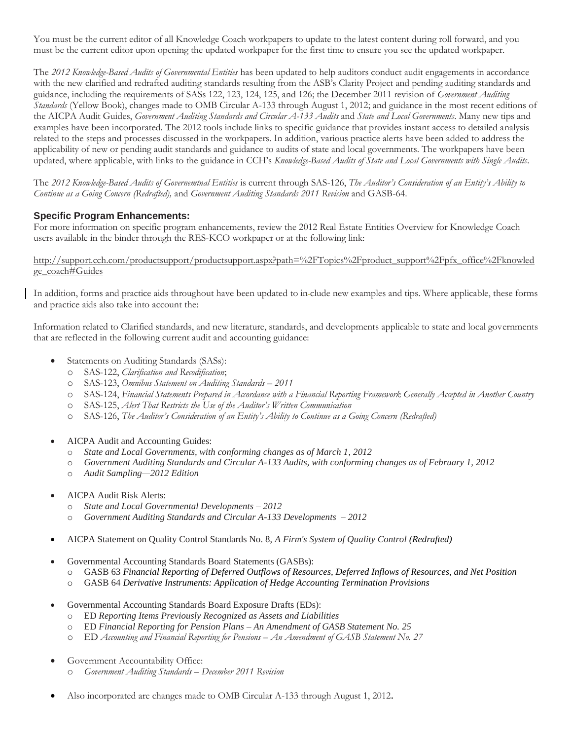You must be the current editor of all Knowledge Coach workpapers to update to the latest content during roll forward, and you must be the current editor upon opening the updated workpaper for the first time to ensure you see the updated workpaper.

The *2012 Knowledge-Based Audits of Governmental Entities* has been updated to help auditors conduct audit engagements in accordance with the new clarified and redrafted auditing standards resulting from the ASB's Clarity Project and pending auditing standards and guidance, including the requirements of SASs 122, 123, 124, 125, and 126; the December 2011 revision of *Government Auditing Standards* (Yellow Book), changes made to OMB Circular A-133 through August 1, 2012; and guidance in the most recent editions of the AICPA Audit Guides, *Government Auditing Standards and Circular A-133 Audits* and *State and Local Governments*. Many new tips and examples have been incorporated. The 2012 tools include links to specific guidance that provides instant access to detailed analysis related to the steps and processes discussed in the workpapers. In addition, various practice alerts have been added to address the applicability of new or pending audit standards and guidance to audits of state and local governments. The workpapers have been updated, where applicable, with links to the guidance in CCH's *Knowledge-Based Audits of State and Local Governments with Single Audits*.

The *2012 Knowledge-Based Audits of Governemtnal Entities* is current through SAS-126, *The Auditor's Consideration of an Entity's Ability to Continue as a Going Concern (Redrafted),* and *Government Auditing Standards 2011 Revision* and GASB-64.

### Specific Program Enhancements:

For more information on specific program enhancements, review the 2012 Real Estate Entities Overview for Knowledge Coach users available in the binder through the RES-KCO workpaper or at the following link:

http://support.cch.com/productsupport/productsupport.aspx?path=%2FTopics%2Fproduct_support%2Fpfx_office%2Fknowledge_coach#Guides

In addition, forms and practice aids throughout have been updated to in-clude new examples and tips. Where applicable, these forms and practice aids also take into account the:

Information related to Clarified standards, and new literature, standards, and developments applicable to state and local governments that are reflected in the following current audit and accounting guidance:

- Statements on Auditing Standards (SASs):
  - SAS-122, *Clarification and Recodification*;
  - SAS-123, *Omnibus Statement on Auditing Standards – 2011*
  - SAS-124, *Financial Statements Prepared in Accordance with a Financial Reporting Framework Generally Accepted in Another Country*
  - SAS-125, *Alert That Restricts the Use of the Auditor's Written Communication*
  - SAS-126, *The Auditor's Consideration of an Entity's Ability to Continue as a Going Concern (Redrafted)*

- AICPA Audit and Accounting Guides:
  - *State and Local Governments, with conforming changes as of March 1, 2012*
  - *Government Auditing Standards and Circular A-133 Audits, with conforming changes as of February 1, 2012*
  - *Audit Sampling—2012 Edition*

- AICPA Audit Risk Alerts:
  - *State and Local Governmental Developments – 2012*
  - *Government Auditing Standards and Circular A-133 Developments – 2012*

- AICPA Statement on Quality Control Standards No. 8, *A Firm's System of Quality Control (Redrafted)*

- Governmental Accounting Standards Board Statements (GASBs):
  - GASB 63 *Financial Reporting of Deferred Outflows of Resources, Deferred Inflows of Resources, and Net Position*
  - GASB 64 *Derivative Instruments: Application of Hedge Accounting Termination Provisions*

- Governmental Accounting Standards Board Exposure Drafts (EDs):
  - ED *Reporting Items Previously Recognized as Assets and Liabilities*
  - ED *Financial Reporting for Pension Plans – An Amendment of GASB Statement No. 25*
  - ED *Accounting and Financial Reporting for Pensions – An Amendment of GASB Statement No. 27*

- Government Accountability Office:
  - *Government Auditing Standards – December 2011 Revision*

- Also incorporated are changes made to OMB Circular A-133 through August 1, 2012.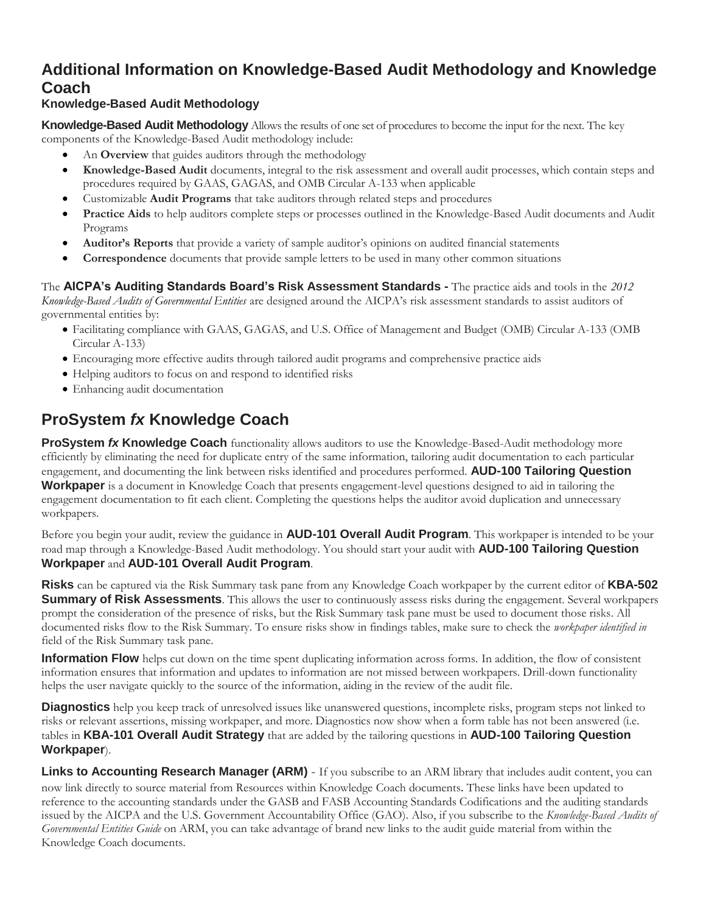# Additional Information on Knowledge-Based Audit Methodology and Knowledge Coach

### Knowledge-Based Audit Methodology

**Knowledge-Based Audit Methodology** Allows the results of one set of procedures to become the input for the next. The key components of the Knowledge-Based Audit methodology include:

- An **Overview** that guides auditors through the methodology
- **Knowledge-Based Audit** documents, integral to the risk assessment and overall audit processes, which contain steps and procedures required by GAAS, GAGAS, and OMB Circular A-133 when applicable
- Customizable **Audit Programs** that take auditors through related steps and procedures
- **Practice Aids** to help auditors complete steps or processes outlined in the Knowledge-Based Audit documents and Audit Programs
- **Auditor's Reports** that provide a variety of sample auditor's opinions on audited financial statements
- **Correspondence** documents that provide sample letters to be used in many other common situations

The **AICPA's Auditing Standards Board's Risk Assessment Standards -** The practice aids and tools in the *2012 Knowledge-Based Audits of Governmental Entities* are designed around the AICPA's risk assessment standards to assist auditors of governmental entities by:

- Facilitating compliance with GAAS, GAGAS, and U.S. Office of Management and Budget (OMB) Circular A-133 (OMB Circular A-133)
- Encouraging more effective audits through tailored audit programs and comprehensive practice aids
- Helping auditors to focus on and respond to identified risks
- Enhancing audit documentation

## ProSystem *fx* Knowledge Coach

**ProSystem *fx* Knowledge Coach** functionality allows auditors to use the Knowledge-Based-Audit methodology more efficiently by eliminating the need for duplicate entry of the same information, tailoring audit documentation to each particular engagement, and documenting the link between risks identified and procedures performed. **AUD-100 Tailoring Question Workpaper** is a document in Knowledge Coach that presents engagement-level questions designed to aid in tailoring the engagement documentation to fit each client. Completing the questions helps the auditor avoid duplication and unnecessary workpapers.

Before you begin your audit, review the guidance in **AUD-101 Overall Audit Program**. This workpaper is intended to be your road map through a Knowledge-Based Audit methodology. You should start your audit with **AUD-100 Tailoring Question Workpaper** and **AUD-101 Overall Audit Program**.

**Risks** can be captured via the Risk Summary task pane from any Knowledge Coach workpaper by the current editor of **KBA-502 Summary of Risk Assessments**. This allows the user to continuously assess risks during the engagement. Several workpapers prompt the consideration of the presence of risks, but the Risk Summary task pane must be used to document those risks. All documented risks flow to the Risk Summary. To ensure risks show in findings tables, make sure to check the *workpaper identified in* field of the Risk Summary task pane.

**Information Flow** helps cut down on the time spent duplicating information across forms. In addition, the flow of consistent information ensures that information and updates to information are not missed between workpapers. Drill-down functionality helps the user navigate quickly to the source of the information, aiding in the review of the audit file.

**Diagnostics** help you keep track of unresolved issues like unanswered questions, incomplete risks, program steps not linked to risks or relevant assertions, missing workpaper, and more. Diagnostics now show when a form table has not been answered (i.e. tables in **KBA-101 Overall Audit Strategy** that are added by the tailoring questions in **AUD-100 Tailoring Question Workpaper**).

**Links to Accounting Research Manager (ARM)** - If you subscribe to an ARM library that includes audit content, you can now link directly to source material from Resources within Knowledge Coach documents. These links have been updated to reference to the accounting standards under the GASB and FASB Accounting Standards Codifications and the auditing standards issued by the AICPA and the U.S. Government Accountability Office (GAO). Also, if you subscribe to the *Knowledge-Based Audits of Governmental Entities Guide* on ARM, you can take advantage of brand new links to the audit guide material from within the Knowledge Coach documents.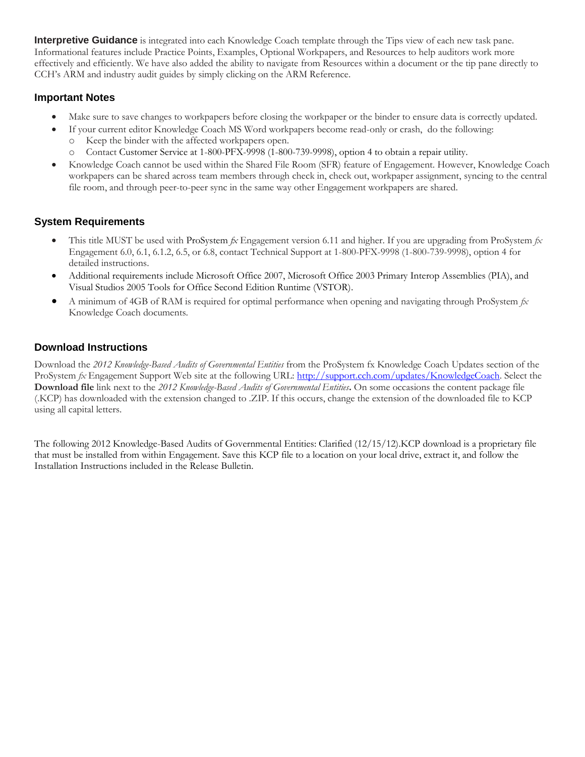**Interpretive Guidance** is integrated into each Knowledge Coach template through the Tips view of each new task pane. Informational features include Practice Points, Examples, Optional Workpapers, and Resources to help auditors work more effectively and efficiently. We have also added the ability to navigate from Resources within a document or the tip pane directly to CCH's ARM and industry audit guides by simply clicking on the ARM Reference.

## Important Notes

- Make sure to save changes to workpapers before closing the workpaper or the binder to ensure data is correctly updated.
- If your current editor Knowledge Coach MS Word workpapers become read-only or crash, do the following:
  - Keep the binder with the affected workpapers open.
  - Contact Customer Service at 1-800-PFX-9998 (1-800-739-9998), option 4 to obtain a repair utility.
- Knowledge Coach cannot be used within the Shared File Room (SFR) feature of Engagement. However, Knowledge Coach workpapers can be shared across team members through check in, check out, workpaper assignment, syncing to the central file room, and through peer-to-peer sync in the same way other Engagement workpapers are shared.

## System Requirements

- This title MUST be used with ProSystem *fx* Engagement version 6.11 and higher. If you are upgrading from ProSystem *fx* Engagement 6.0, 6.1, 6.1.2, 6.5, or 6.8, contact Technical Support at 1-800-PFX-9998 (1-800-739-9998), option 4 for detailed instructions.
- Additional requirements include Microsoft Office 2007, Microsoft Office 2003 Primary Interop Assemblies (PIA), and Visual Studios 2005 Tools for Office Second Edition Runtime (VSTOR).
- A minimum of 4GB of RAM is required for optimal performance when opening and navigating through ProSystem *fx* Knowledge Coach documents.

## Download Instructions

Download the *2012 Knowledge-Based Audits of Governmental Entities* from the ProSystem fx Knowledge Coach Updates section of the ProSystem *fx* Engagement Support Web site at the following URL: http://support.cch.com/updates/KnowledgeCoach. Select the **Download file** link next to the *2012 Knowledge-Based Audits of Governmental Entities***.** On some occasions the content package file (.KCP) has downloaded with the extension changed to .ZIP. If this occurs, change the extension of the downloaded file to KCP using all capital letters.

The following 2012 Knowledge-Based Audits of Governmental Entities: Clarified (12/15/12).KCP download is a proprietary file that must be installed from within Engagement. Save this KCP file to a location on your local drive, extract it, and follow the Installation Instructions included in the Release Bulletin.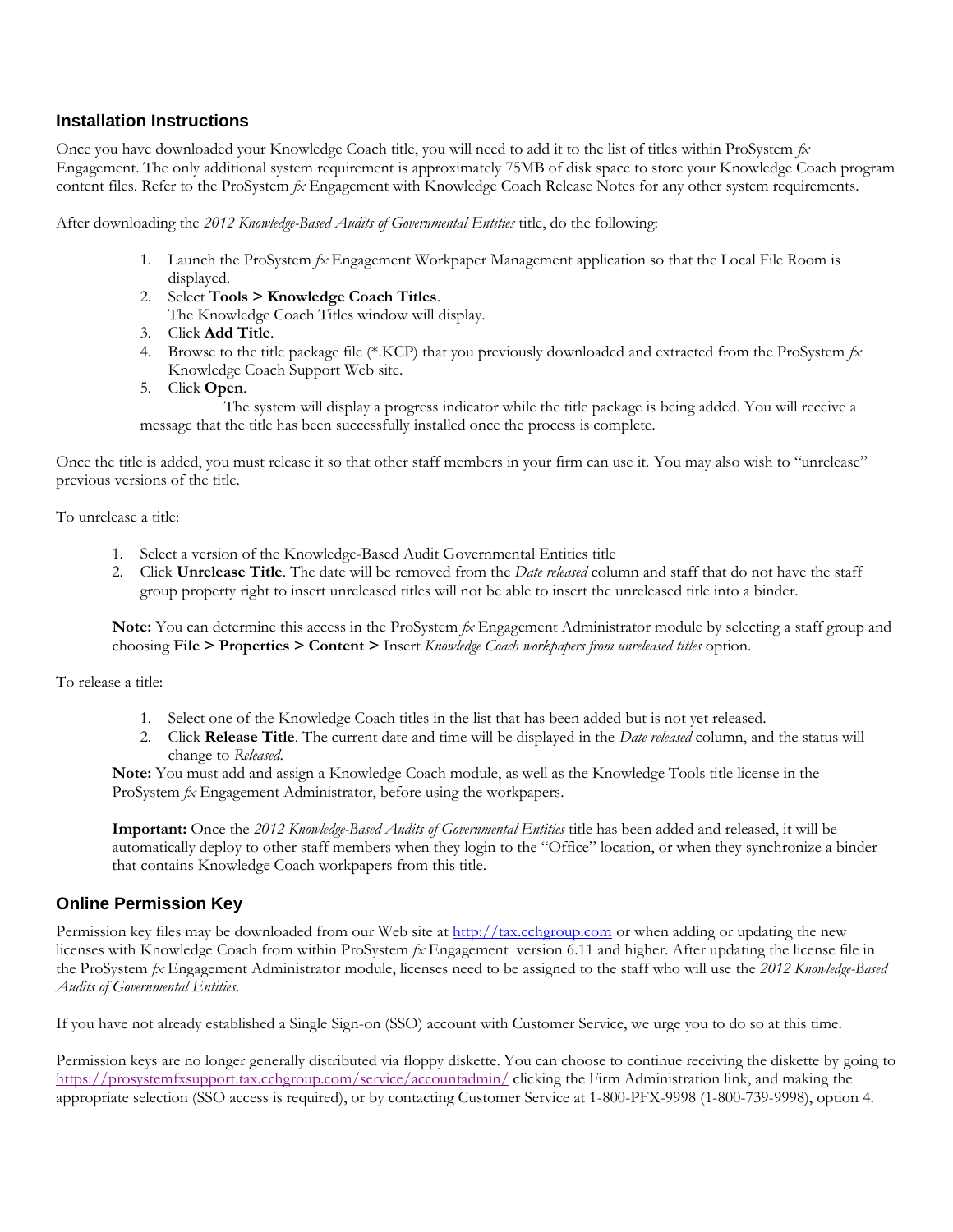## Installation Instructions

Once you have downloaded your Knowledge Coach title, you will need to add it to the list of titles within ProSystem *fx* Engagement. The only additional system requirement is approximately 75MB of disk space to store your Knowledge Coach program content files. Refer to the ProSystem *fx* Engagement with Knowledge Coach Release Notes for any other system requirements.

After downloading the *2012 Knowledge-Based Audits of Governmental Entities* title, do the following:

1. Launch the ProSystem *fx* Engagement Workpaper Management application so that the Local File Room is displayed.
2. Select **Tools > Knowledge Coach Titles**.
   The Knowledge Coach Titles window will display.
3. Click **Add Title**.
4. Browse to the title package file (*.KCP) that you previously downloaded and extracted from the ProSystem *fx* Knowledge Coach Support Web site.
5. Click **Open**.

The system will display a progress indicator while the title package is being added. You will receive a message that the title has been successfully installed once the process is complete.

Once the title is added, you must release it so that other staff members in your firm can use it. You may also wish to "unrelease" previous versions of the title.

To unrelease a title:

1. Select a version of the Knowledge-Based Audit Governmental Entities title
2. Click **Unrelease Title**. The date will be removed from the *Date released* column and staff that do not have the staff group property right to insert unreleased titles will not be able to insert the unreleased title into a binder.

**Note:** You can determine this access in the ProSystem *fx* Engagement Administrator module by selecting a staff group and choosing **File > Properties > Content >** Insert *Knowledge Coach workpapers from unreleased titles* option.

To release a title:

1. Select one of the Knowledge Coach titles in the list that has been added but is not yet released.
2. Click **Release Title**. The current date and time will be displayed in the *Date released* column, and the status will change to *Released*.

**Note:** You must add and assign a Knowledge Coach module, as well as the Knowledge Tools title license in the ProSystem *fx* Engagement Administrator, before using the workpapers.

**Important:** Once the *2012 Knowledge-Based Audits of Governmental Entities* title has been added and released, it will be automatically deploy to other staff members when they login to the "Office" location, or when they synchronize a binder that contains Knowledge Coach workpapers from this title.

## Online Permission Key

Permission key files may be downloaded from our Web site at http://tax.cchgroup.com or when adding or updating the new licenses with Knowledge Coach from within ProSystem *fx* Engagement version 6.11 and higher. After updating the license file in the ProSystem *fx* Engagement Administrator module, licenses need to be assigned to the staff who will use the *2012 Knowledge-Based Audits of Governmental Entities*.

If you have not already established a Single Sign-on (SSO) account with Customer Service, we urge you to do so at this time.

Permission keys are no longer generally distributed via floppy diskette. You can choose to continue receiving the diskette by going to https://prosystemfxsupport.tax.cchgroup.com/service/accountadmin/ clicking the Firm Administration link, and making the appropriate selection (SSO access is required), or by contacting Customer Service at 1-800-PFX-9998 (1-800-739-9998), option 4.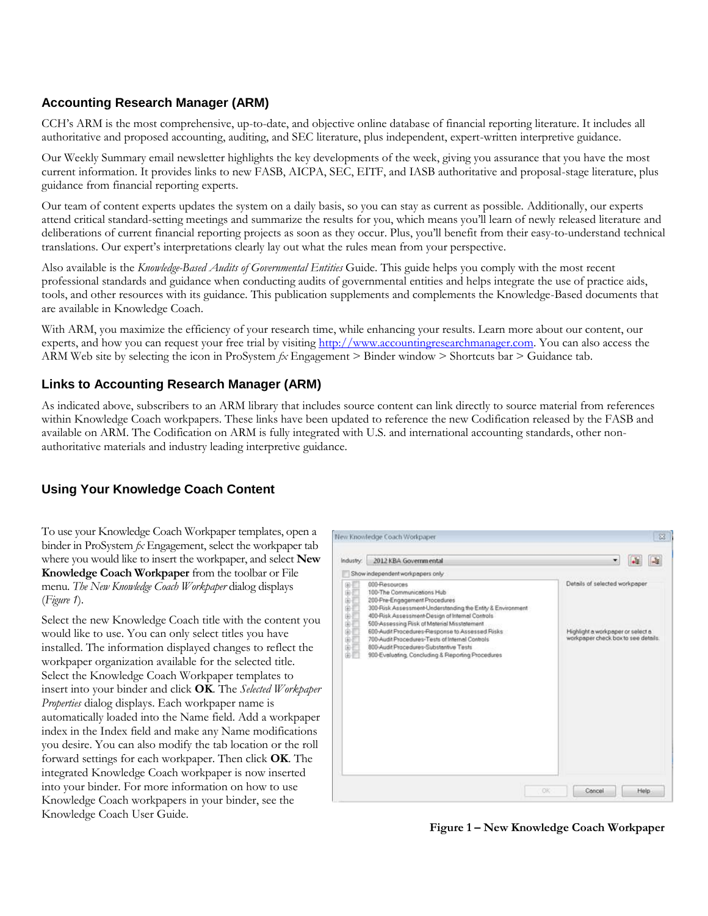## Accounting Research Manager (ARM)

CCH's ARM is the most comprehensive, up-to-date, and objective online database of financial reporting literature. It includes all authoritative and proposed accounting, auditing, and SEC literature, plus independent, expert-written interpretive guidance.

Our Weekly Summary email newsletter highlights the key developments of the week, giving you assurance that you have the most current information. It provides links to new FASB, AICPA, SEC, EITF, and IASB authoritative and proposal-stage literature, plus guidance from financial reporting experts.

Our team of content experts updates the system on a daily basis, so you can stay as current as possible. Additionally, our experts attend critical standard-setting meetings and summarize the results for you, which means you'll learn of newly released literature and deliberations of current financial reporting projects as soon as they occur. Plus, you'll benefit from their easy-to-understand technical translations. Our expert's interpretations clearly lay out what the rules mean from your perspective.

Also available is the *Knowledge-Based Audits of Governmental Entities* Guide. This guide helps you comply with the most recent professional standards and guidance when conducting audits of governmental entities and helps integrate the use of practice aids, tools, and other resources with its guidance. This publication supplements and complements the Knowledge-Based documents that are available in Knowledge Coach.

With ARM, you maximize the efficiency of your research time, while enhancing your results. Learn more about our content, our experts, and how you can request your free trial by visiting http://www.accountingresearchmanager.com. You can also access the ARM Web site by selecting the icon in ProSystem *fx* Engagement > Binder window > Shortcuts bar > Guidance tab.

## Links to Accounting Research Manager (ARM)

As indicated above, subscribers to an ARM library that includes source content can link directly to source material from references within Knowledge Coach workpapers. These links have been updated to reference the new Codification released by the FASB and available on ARM. The Codification on ARM is fully integrated with U.S. and international accounting standards, other non-authoritative materials and industry leading interpretive guidance.

## Using Your Knowledge Coach Content

To use your Knowledge Coach Workpaper templates, open a binder in ProSystem *fx* Engagement, select the workpaper tab where you would like to insert the workpaper, and select **New Knowledge Coach Workpaper** from the toolbar or File menu. *The New Knowledge Coach Workpaper* dialog displays (*Figure 1*).

Select the new Knowledge Coach title with the content you would like to use. You can only select titles you have installed. The information displayed changes to reflect the workpaper organization available for the selected title. Select the Knowledge Coach Workpaper templates to insert into your binder and click **OK**. The *Selected Workpaper Properties* dialog displays. Each workpaper name is automatically loaded into the Name field. Add a workpaper index in the Index field and make any Name modifications you desire. You can also modify the tab location or the roll forward settings for each workpaper. Then click **OK**. The integrated Knowledge Coach workpaper is now inserted into your binder. For more information on how to use Knowledge Coach workpapers in your binder, see the Knowledge Coach User Guide.

New Knowledge Coach Workpaper

Industry: 2012 KBA Governmental

Show independent workpapers only

- 000-Resources
- 100-The Communications Hub
- 200-Pre-Engagement Procedures
- 300-Risk Assessment-Understanding the Entity & Environment
- 400-Risk Assessment-Design of Internal Controls
- 500-Assessing Risk of Material Misstatement
- 600-Audit Procedures-Response to Assessed Risks
- 700-Audit Procedures-Tests of Internal Controls
- 800-Audit Procedures-Substantive Tests
- 900-Evaluating, Concluding & Reporting Procedures

Details of selected workpaper

Highlight a workpaper or select a workpaper check box to see details.

OK Cancel Help

**Figure 1 – New Knowledge Coach Workpaper**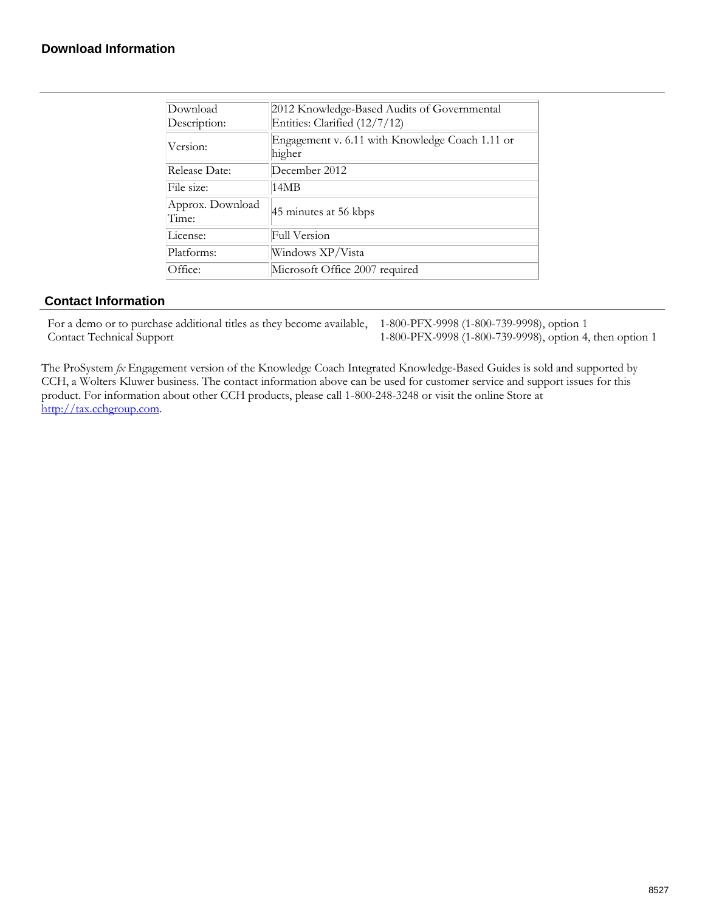## Download Information

| | |
|---|---|
| Download Description: | 2012 Knowledge-Based Audits of Governmental Entities: Clarified (12/7/12) |
| Version: | Engagement v. 6.11 with Knowledge Coach 1.11 or higher |
| Release Date: | December 2012 |
| File size: | 14MB |
| Approx. Download Time: | 45 minutes at 56 kbps |
| License: | Full Version |
| Platforms: | Windows XP/Vista |
| Office: | Microsoft Office 2007 required |

## Contact Information

| | |
|---|---|
| For a demo or to purchase additional titles as they become available, | 1-800-PFX-9998 (1-800-739-9998), option 1 |
| Contact Technical Support | 1-800-PFX-9998 (1-800-739-9998), option 4, then option 1 |

The ProSystem *fx* Engagement version of the Knowledge Coach Integrated Knowledge-Based Guides is sold and supported by CCH, a Wolters Kluwer business. The contact information above can be used for customer service and support issues for this product. For information about other CCH products, please call 1-800-248-3248 or visit the online Store at http://tax.cchgroup.com.